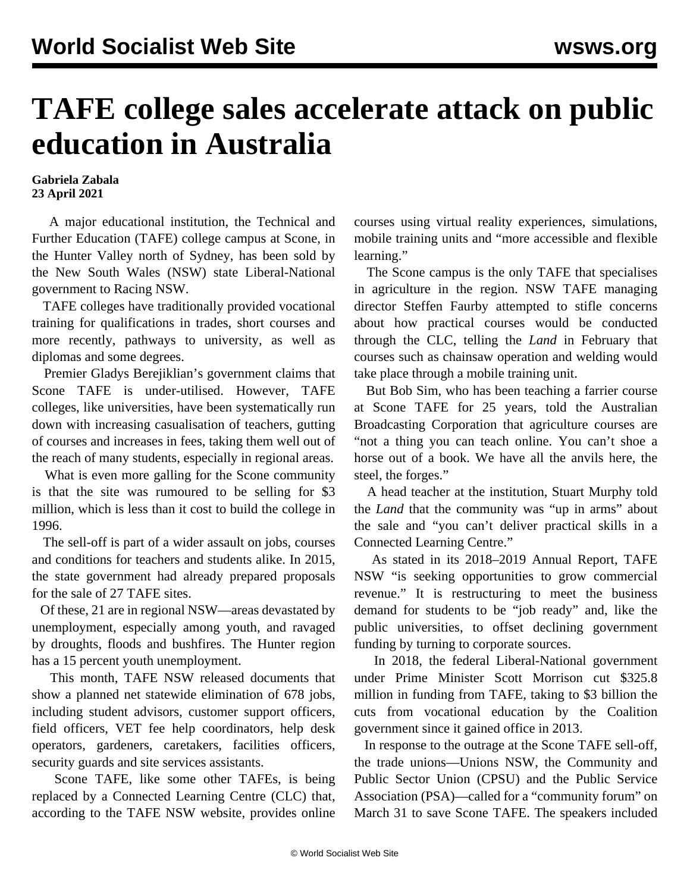# TAFE college sales accelerate attack on public education in Australia

**Gabriela Zabala**
**23 April 2021**

A major educational institution, the Technical and Further Education (TAFE) college campus at Scone, in the Hunter Valley north of Sydney, has been sold by the New South Wales (NSW) state Liberal-National government to Racing NSW.

TAFE colleges have traditionally provided vocational training for qualifications in trades, short courses and more recently, pathways to university, as well as diplomas and some degrees.

Premier Gladys Berejiklian's government claims that Scone TAFE is under-utilised. However, TAFE colleges, like universities, have been systematically run down with increasing casualisation of teachers, gutting of courses and increases in fees, taking them well out of the reach of many students, especially in regional areas.

What is even more galling for the Scone community is that the site was rumoured to be selling for $3 million, which is less than it cost to build the college in 1996.

The sell-off is part of a wider assault on jobs, courses and conditions for teachers and students alike. In 2015, the state government had already prepared proposals for the sale of 27 TAFE sites.

Of these, 21 are in regional NSW—areas devastated by unemployment, especially among youth, and ravaged by droughts, floods and bushfires. The Hunter region has a 15 percent youth unemployment.

This month, TAFE NSW released documents that show a planned net statewide elimination of 678 jobs, including student advisors, customer support officers, field officers, VET fee help coordinators, help desk operators, gardeners, caretakers, facilities officers, security guards and site services assistants.

Scone TAFE, like some other TAFEs, is being replaced by a Connected Learning Centre (CLC) that, according to the TAFE NSW website, provides online courses using virtual reality experiences, simulations, mobile training units and "more accessible and flexible learning."

The Scone campus is the only TAFE that specialises in agriculture in the region. NSW TAFE managing director Steffen Faurby attempted to stifle concerns about how practical courses would be conducted through the CLC, telling the *Land* in February that courses such as chainsaw operation and welding would take place through a mobile training unit.

But Bob Sim, who has been teaching a farrier course at Scone TAFE for 25 years, told the Australian Broadcasting Corporation that agriculture courses are "not a thing you can teach online. You can't shoe a horse out of a book. We have all the anvils here, the steel, the forges."

A head teacher at the institution, Stuart Murphy told the *Land* that the community was "up in arms" about the sale and "you can't deliver practical skills in a Connected Learning Centre."

As stated in its 2018–2019 Annual Report, TAFE NSW "is seeking opportunities to grow commercial revenue." It is restructuring to meet the business demand for students to be "job ready" and, like the public universities, to offset declining government funding by turning to corporate sources.

In 2018, the federal Liberal-National government under Prime Minister Scott Morrison cut $325.8 million in funding from TAFE, taking to $3 billion the cuts from vocational education by the Coalition government since it gained office in 2013.

In response to the outrage at the Scone TAFE sell-off, the trade unions—Unions NSW, the Community and Public Sector Union (CPSU) and the Public Service Association (PSA)—called for a "community forum" on March 31 to save Scone TAFE. The speakers included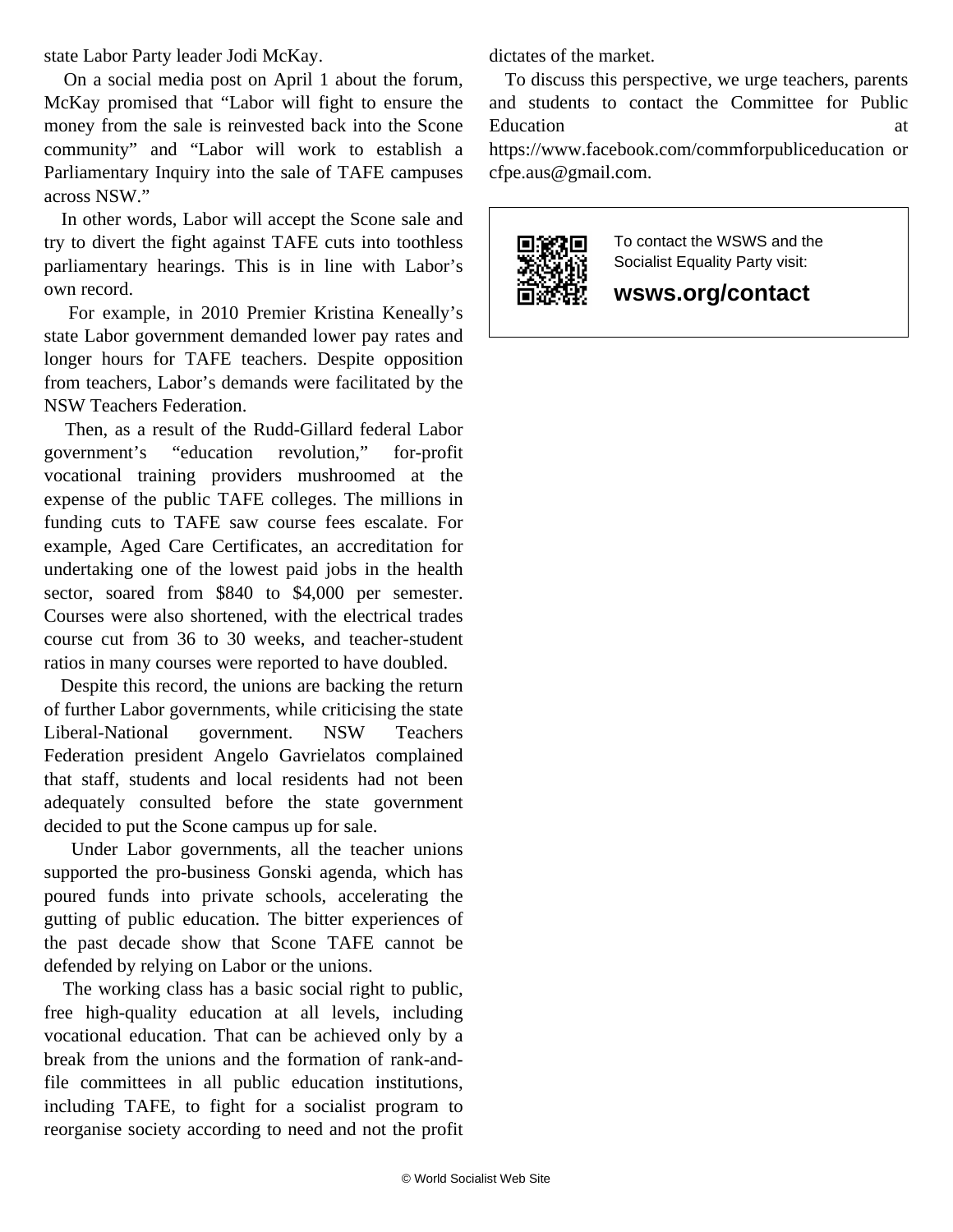state Labor Party leader Jodi McKay.

On a social media post on April 1 about the forum, McKay promised that "Labor will fight to ensure the money from the sale is reinvested back into the Scone community" and "Labor will work to establish a Parliamentary Inquiry into the sale of TAFE campuses across NSW."

In other words, Labor will accept the Scone sale and try to divert the fight against TAFE cuts into toothless parliamentary hearings. This is in line with Labor's own record.

For example, in 2010 Premier Kristina Keneally's state Labor government demanded lower pay rates and longer hours for TAFE teachers. Despite opposition from teachers, Labor's demands were facilitated by the NSW Teachers Federation.

Then, as a result of the Rudd-Gillard federal Labor government's "education revolution," for-profit vocational training providers mushroomed at the expense of the public TAFE colleges. The millions in funding cuts to TAFE saw course fees escalate. For example, Aged Care Certificates, an accreditation for undertaking one of the lowest paid jobs in the health sector, soared from $840 to $4,000 per semester. Courses were also shortened, with the electrical trades course cut from 36 to 30 weeks, and teacher-student ratios in many courses were reported to have doubled.

Despite this record, the unions are backing the return of further Labor governments, while criticising the state Liberal-National government. NSW Teachers Federation president Angelo Gavrielatos complained that staff, students and local residents had not been adequately consulted before the state government decided to put the Scone campus up for sale.

Under Labor governments, all the teacher unions supported the pro-business Gonski agenda, which has poured funds into private schools, accelerating the gutting of public education. The bitter experiences of the past decade show that Scone TAFE cannot be defended by relying on Labor or the unions.

The working class has a basic social right to public, free high-quality education at all levels, including vocational education. That can be achieved only by a break from the unions and the formation of rank-and-file committees in all public education institutions, including TAFE, to fight for a socialist program to reorganise society according to need and not the profit dictates of the market.

To discuss this perspective, we urge teachers, parents and students to contact the Committee for Public Education at https://www.facebook.com/commforpubliceducation or cfpe.aus@gmail.com.

To contact the WSWS and the Socialist Equality Party visit:

**wsws.org/contact**